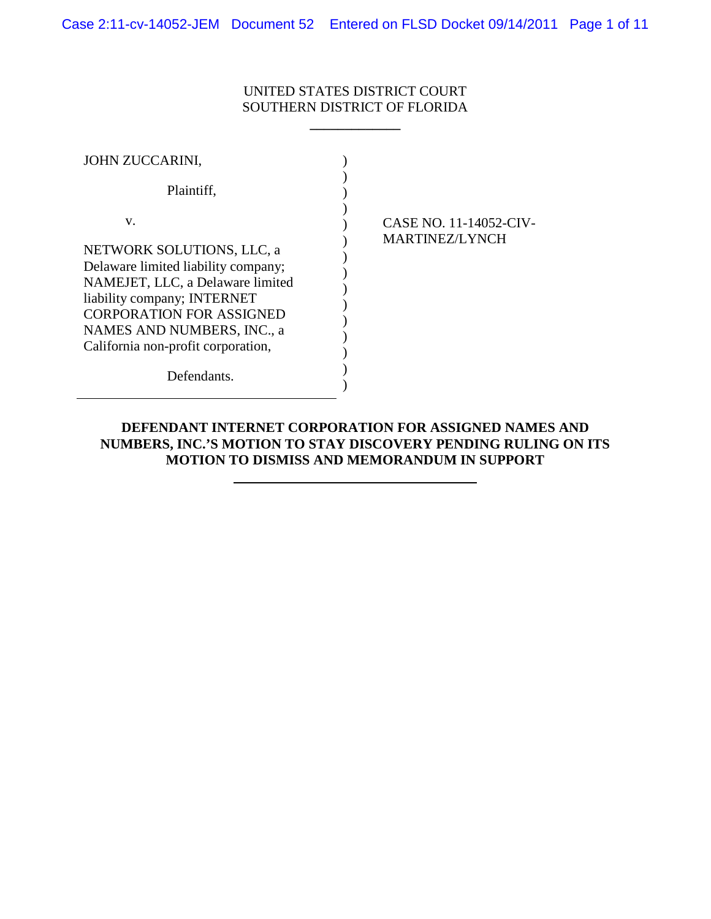UNITED STATES DISTRICT COURT
SOUTHERN DISTRICT OF FLORIDA

| | |
|---|---|
| JOHN ZUCCARINI,<br><br>Plaintiff,<br><br>v.<br><br>NETWORK SOLUTIONS, LLC, a Delaware limited liability company; NAMEJET, LLC, a Delaware limited liability company; INTERNET CORPORATION FOR ASSIGNED NAMES AND NUMBERS, INC., a California non-profit corporation,<br><br>Defendants. | CASE NO. 11-14052-CIV-MARTINEZ/LYNCH |

**DEFENDANT INTERNET CORPORATION FOR ASSIGNED NAMES AND NUMBERS, INC.'S MOTION TO STAY DISCOVERY PENDING RULING ON ITS MOTION TO DISMISS AND MEMORANDUM IN SUPPORT**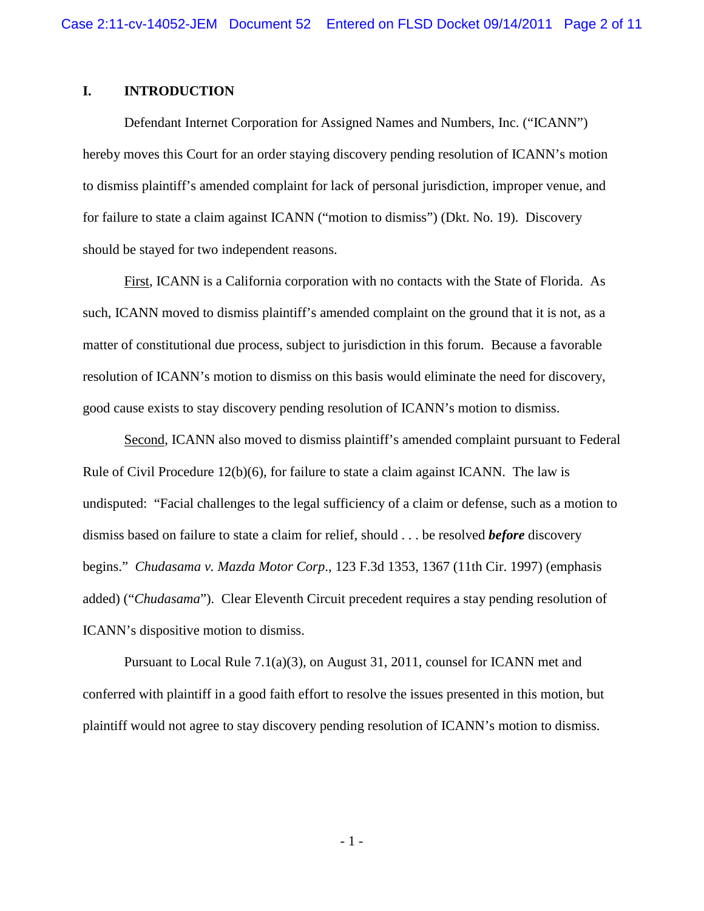## I. INTRODUCTION

Defendant Internet Corporation for Assigned Names and Numbers, Inc. ("ICANN") hereby moves this Court for an order staying discovery pending resolution of ICANN's motion to dismiss plaintiff's amended complaint for lack of personal jurisdiction, improper venue, and for failure to state a claim against ICANN ("motion to dismiss") (Dkt. No. 19). Discovery should be stayed for two independent reasons.

First, ICANN is a California corporation with no contacts with the State of Florida. As such, ICANN moved to dismiss plaintiff's amended complaint on the ground that it is not, as a matter of constitutional due process, subject to jurisdiction in this forum. Because a favorable resolution of ICANN's motion to dismiss on this basis would eliminate the need for discovery, good cause exists to stay discovery pending resolution of ICANN's motion to dismiss.

Second, ICANN also moved to dismiss plaintiff's amended complaint pursuant to Federal Rule of Civil Procedure 12(b)(6), for failure to state a claim against ICANN. The law is undisputed: "Facial challenges to the legal sufficiency of a claim or defense, such as a motion to dismiss based on failure to state a claim for relief, should . . . be resolved ***before*** discovery begins." *Chudasama v. Mazda Motor Corp*., 123 F.3d 1353, 1367 (11th Cir. 1997) (emphasis added) ("*Chudasama*"). Clear Eleventh Circuit precedent requires a stay pending resolution of ICANN's dispositive motion to dismiss.

Pursuant to Local Rule 7.1(a)(3), on August 31, 2011, counsel for ICANN met and conferred with plaintiff in a good faith effort to resolve the issues presented in this motion, but plaintiff would not agree to stay discovery pending resolution of ICANN's motion to dismiss.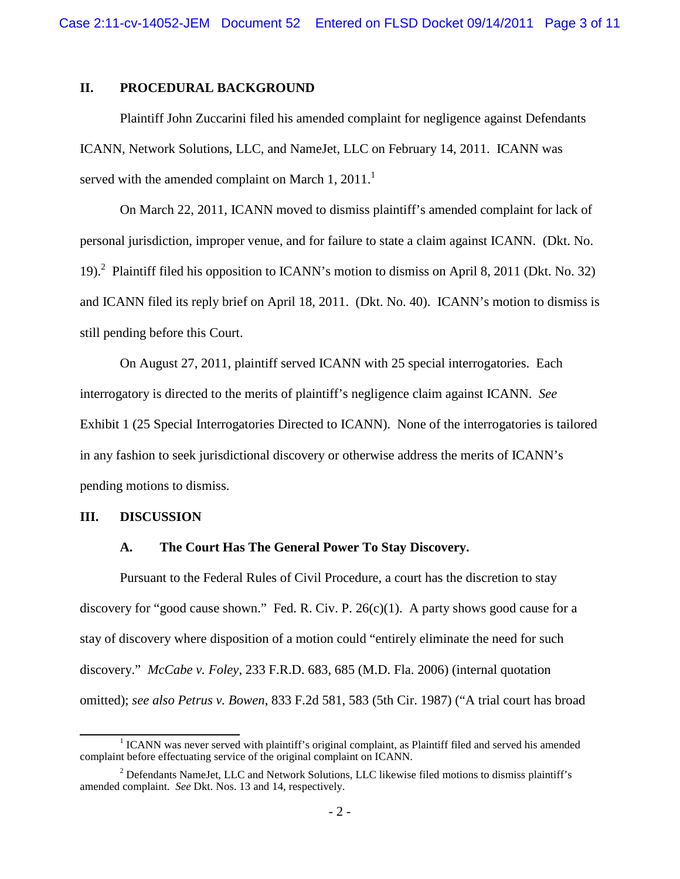## II. PROCEDURAL BACKGROUND

Plaintiff John Zuccarini filed his amended complaint for negligence against Defendants ICANN, Network Solutions, LLC, and NameJet, LLC on February 14, 2011. ICANN was served with the amended complaint on March 1, 2011.[1]

On March 22, 2011, ICANN moved to dismiss plaintiff's amended complaint for lack of personal jurisdiction, improper venue, and for failure to state a claim against ICANN. (Dkt. No. 19).[2] Plaintiff filed his opposition to ICANN's motion to dismiss on April 8, 2011 (Dkt. No. 32) and ICANN filed its reply brief on April 18, 2011. (Dkt. No. 40). ICANN's motion to dismiss is still pending before this Court.

On August 27, 2011, plaintiff served ICANN with 25 special interrogatories. Each interrogatory is directed to the merits of plaintiff's negligence claim against ICANN. *See* Exhibit 1 (25 Special Interrogatories Directed to ICANN). None of the interrogatories is tailored in any fashion to seek jurisdictional discovery or otherwise address the merits of ICANN's pending motions to dismiss.

## III. DISCUSSION

### A. The Court Has The General Power To Stay Discovery.

Pursuant to the Federal Rules of Civil Procedure, a court has the discretion to stay discovery for "good cause shown." Fed. R. Civ. P. 26(c)(1). A party shows good cause for a stay of discovery where disposition of a motion could "entirely eliminate the need for such discovery." *McCabe v. Foley*, 233 F.R.D. 683, 685 (M.D. Fla. 2006) (internal quotation omitted); *see also Petrus v. Bowen*, 833 F.2d 581, 583 (5th Cir. 1987) ("A trial court has broad

---

[1] ICANN was never served with plaintiff's original complaint, as Plaintiff filed and served his amended complaint before effectuating service of the original complaint on ICANN.

[2] Defendants NameJet, LLC and Network Solutions, LLC likewise filed motions to dismiss plaintiff's amended complaint. *See* Dkt. Nos. 13 and 14, respectively.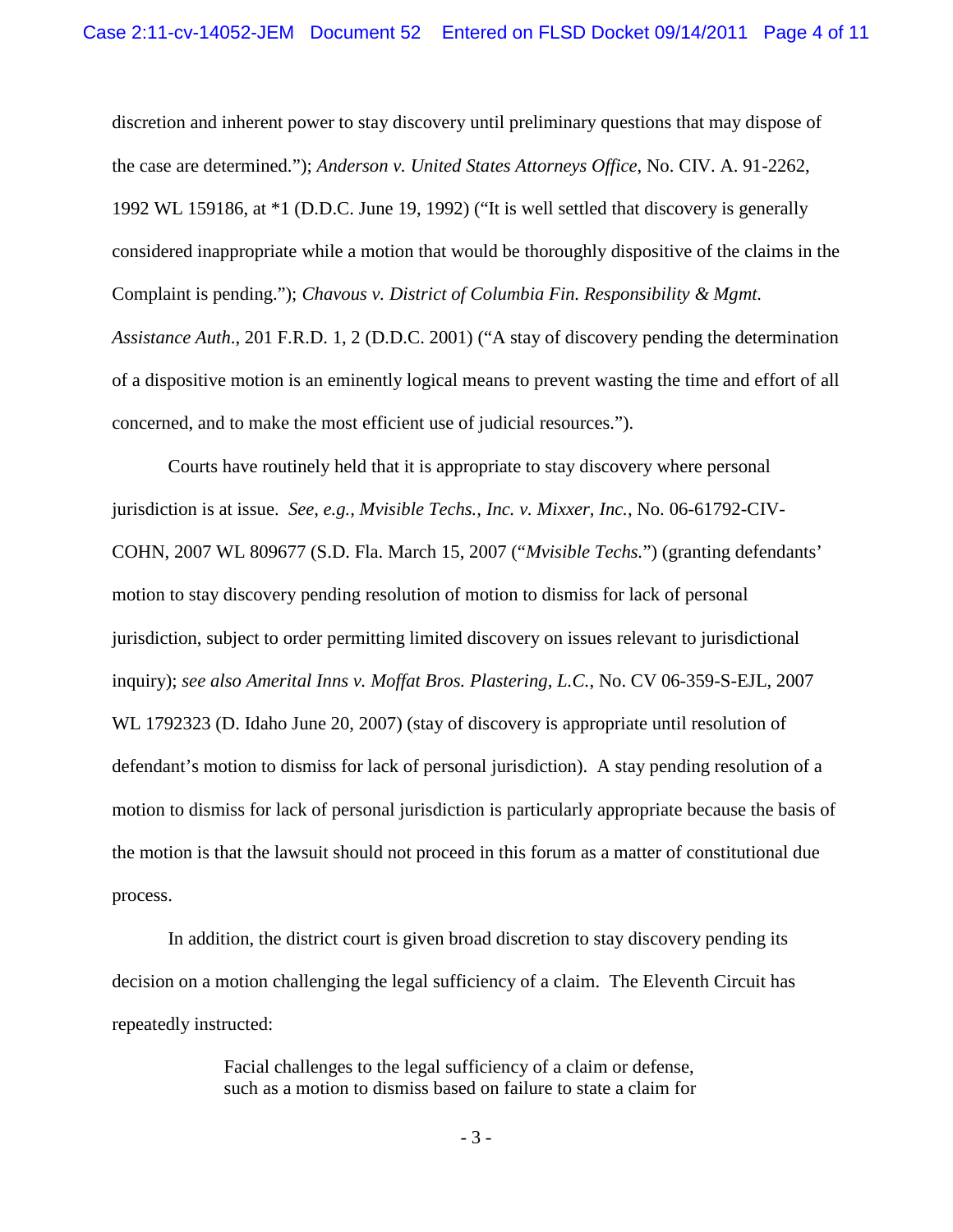discretion and inherent power to stay discovery until preliminary questions that may dispose of the case are determined."); *Anderson v. United States Attorneys Office*, No. CIV. A. 91-2262, 1992 WL 159186, at *1 (D.D.C. June 19, 1992) ("It is well settled that discovery is generally considered inappropriate while a motion that would be thoroughly dispositive of the claims in the Complaint is pending."); *Chavous v. District of Columbia Fin. Responsibility & Mgmt. Assistance Auth.*, 201 F.R.D. 1, 2 (D.D.C. 2001) ("A stay of discovery pending the determination of a dispositive motion is an eminently logical means to prevent wasting the time and effort of all concerned, and to make the most efficient use of judicial resources.").

Courts have routinely held that it is appropriate to stay discovery where personal jurisdiction is at issue. *See, e.g., Mvisible Techs., Inc. v. Mixxer, Inc.*, No. 06-61792-CIV-COHN, 2007 WL 809677 (S.D. Fla. March 15, 2007) ("*Mvisible Techs.*") (granting defendants' motion to stay discovery pending resolution of motion to dismiss for lack of personal jurisdiction, subject to order permitting limited discovery on issues relevant to jurisdictional inquiry); *see also Ameritial Inns v. Moffat Bros. Plastering, L.C.*, No. CV 06-359-S-EJL, 2007 WL 1792323 (D. Idaho June 20, 2007) (stay of discovery is appropriate until resolution of defendant's motion to dismiss for lack of personal jurisdiction). A stay pending resolution of a motion to dismiss for lack of personal jurisdiction is particularly appropriate because the basis of the motion is that the lawsuit should not proceed in this forum as a matter of constitutional due process.

In addition, the district court is given broad discretion to stay discovery pending its decision on a motion challenging the legal sufficiency of a claim. The Eleventh Circuit has repeatedly instructed:

> Facial challenges to the legal sufficiency of a claim or defense, such as a motion to dismiss based on failure to state a claim for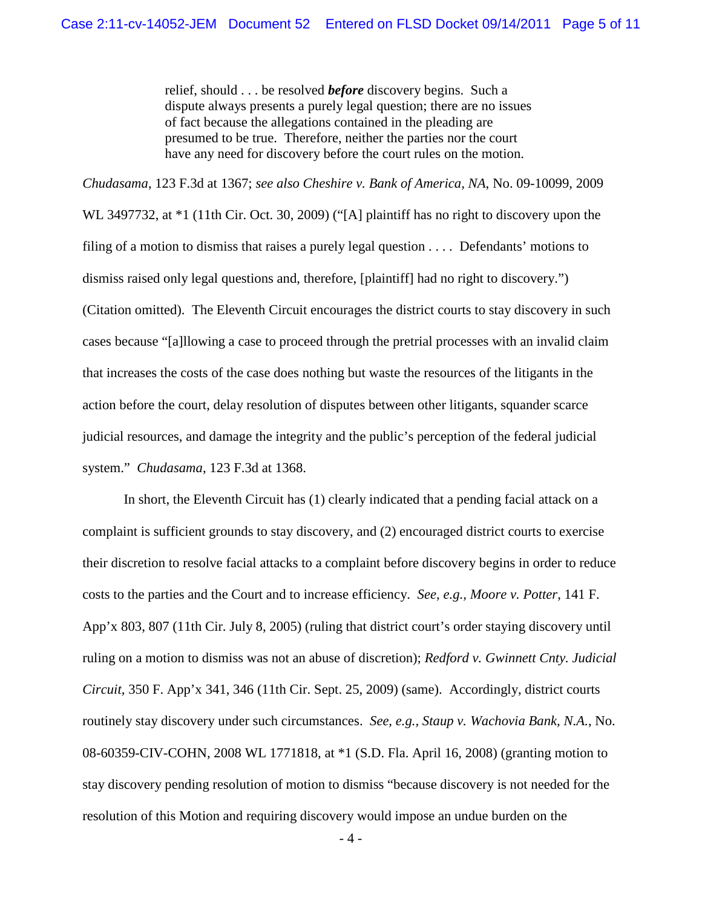> relief, should . . . be resolved ***before*** discovery begins. Such a dispute always presents a purely legal question; there are no issues of fact because the allegations contained in the pleading are presumed to be true. Therefore, neither the parties nor the court have any need for discovery before the court rules on the motion.

*Chudasama*, 123 F.3d at 1367; *see also Cheshire v. Bank of America, NA*, No. 09-10099, 2009 WL 3497732, at *1 (11th Cir. Oct. 30, 2009) ("[A] plaintiff has no right to discovery upon the filing of a motion to dismiss that raises a purely legal question . . . . Defendants' motions to dismiss raised only legal questions and, therefore, [plaintiff] had no right to discovery.") (Citation omitted). The Eleventh Circuit encourages the district courts to stay discovery in such cases because "[a]llowing a case to proceed through the pretrial processes with an invalid claim that increases the costs of the case does nothing but waste the resources of the litigants in the action before the court, delay resolution of disputes between other litigants, squander scarce judicial resources, and damage the integrity and the public's perception of the federal judicial system." *Chudasama*, 123 F.3d at 1368.

In short, the Eleventh Circuit has (1) clearly indicated that a pending facial attack on a complaint is sufficient grounds to stay discovery, and (2) encouraged district courts to exercise their discretion to resolve facial attacks to a complaint before discovery begins in order to reduce costs to the parties and the Court and to increase efficiency. *See, e.g., Moore v. Potter*, 141 F. App'x 803, 807 (11th Cir. July 8, 2005) (ruling that district court's order staying discovery until ruling on a motion to dismiss was not an abuse of discretion); *Redford v. Gwinnett Cnty. Judicial Circuit*, 350 F. App'x 341, 346 (11th Cir. Sept. 25, 2009) (same). Accordingly, district courts routinely stay discovery under such circumstances. *See, e.g., Staup v. Wachovia Bank, N.A.*, No. 08-60359-CIV-COHN, 2008 WL 1771818, at *1 (S.D. Fla. April 16, 2008) (granting motion to stay discovery pending resolution of motion to dismiss "because discovery is not needed for the resolution of this Motion and requiring discovery would impose an undue burden on the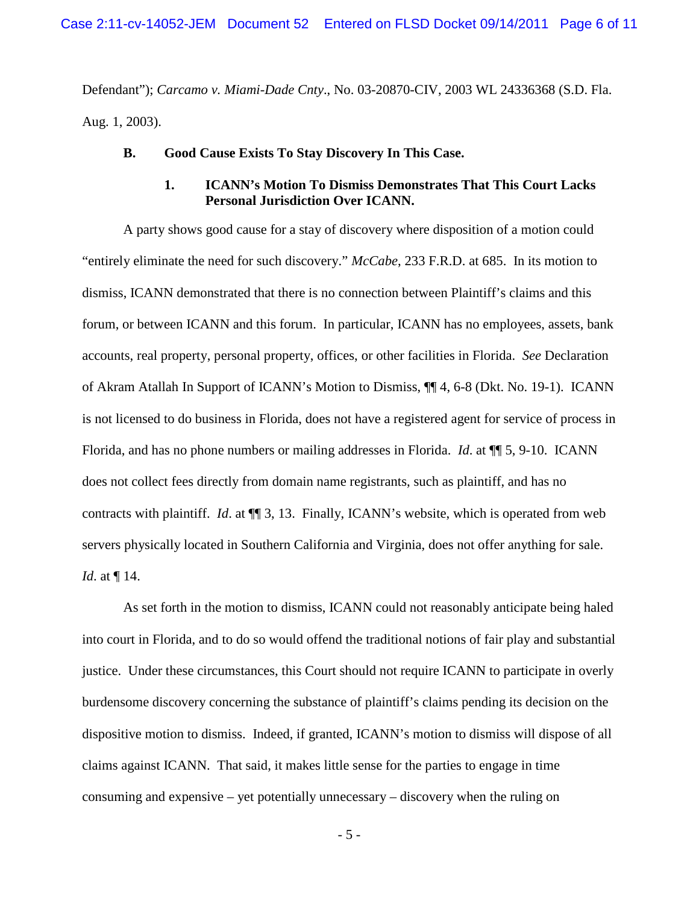Defendant"); *Carcamo v. Miami-Dade Cnty*., No. 03-20870-CIV, 2003 WL 24336368 (S.D. Fla. Aug. 1, 2003).

**B. Good Cause Exists To Stay Discovery In This Case.**

**1. ICANN's Motion To Dismiss Demonstrates That This Court Lacks Personal Jurisdiction Over ICANN.**

A party shows good cause for a stay of discovery where disposition of a motion could "entirely eliminate the need for such discovery." *McCabe*, 233 F.R.D. at 685. In its motion to dismiss, ICANN demonstrated that there is no connection between Plaintiff's claims and this forum, or between ICANN and this forum. In particular, ICANN has no employees, assets, bank accounts, real property, personal property, offices, or other facilities in Florida. *See* Declaration of Akram Atallah In Support of ICANN's Motion to Dismiss, ¶¶ 4, 6-8 (Dkt. No. 19-1). ICANN is not licensed to do business in Florida, does not have a registered agent for service of process in Florida, and has no phone numbers or mailing addresses in Florida. *Id*. at ¶¶ 5, 9-10. ICANN does not collect fees directly from domain name registrants, such as plaintiff, and has no contracts with plaintiff. *Id*. at ¶¶ 3, 13. Finally, ICANN's website, which is operated from web servers physically located in Southern California and Virginia, does not offer anything for sale. *Id*. at ¶ 14.

As set forth in the motion to dismiss, ICANN could not reasonably anticipate being haled into court in Florida, and to do so would offend the traditional notions of fair play and substantial justice. Under these circumstances, this Court should not require ICANN to participate in overly burdensome discovery concerning the substance of plaintiff's claims pending its decision on the dispositive motion to dismiss. Indeed, if granted, ICANN's motion to dismiss will dispose of all claims against ICANN. That said, it makes little sense for the parties to engage in time consuming and expensive – yet potentially unnecessary – discovery when the ruling on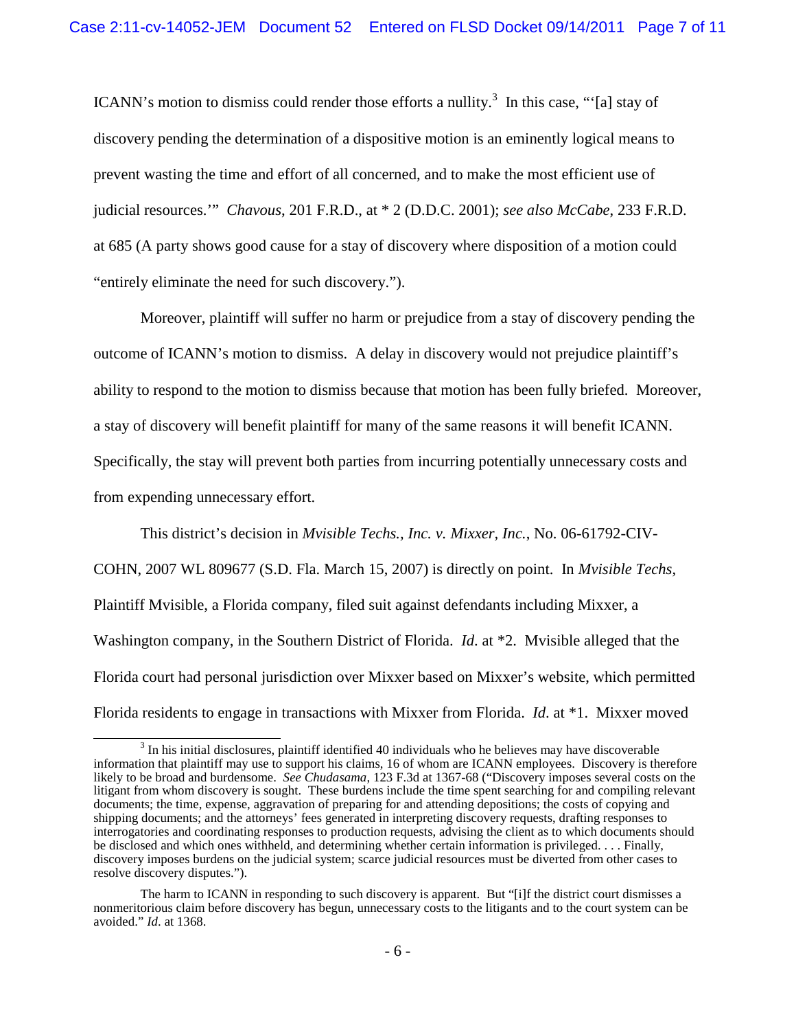ICANN's motion to dismiss could render those efforts a nullity.[3] In this case, "'[a] stay of discovery pending the determination of a dispositive motion is an eminently logical means to prevent wasting the time and effort of all concerned, and to make the most efficient use of judicial resources.'" *Chavous*, 201 F.R.D., at * 2 (D.D.C. 2001); *see also McCabe*, 233 F.R.D. at 685 (A party shows good cause for a stay of discovery where disposition of a motion could "entirely eliminate the need for such discovery.").

Moreover, plaintiff will suffer no harm or prejudice from a stay of discovery pending the outcome of ICANN's motion to dismiss. A delay in discovery would not prejudice plaintiff's ability to respond to the motion to dismiss because that motion has been fully briefed. Moreover, a stay of discovery will benefit plaintiff for many of the same reasons it will benefit ICANN. Specifically, the stay will prevent both parties from incurring potentially unnecessary costs and from expending unnecessary effort.

This district's decision in *Mvisible Techs., Inc. v. Mixxer, Inc.*, No. 06-61792-CIV-COHN, 2007 WL 809677 (S.D. Fla. March 15, 2007) is directly on point. In *Mvisible Techs*, Plaintiff Mvisible, a Florida company, filed suit against defendants including Mixxer, a Washington company, in the Southern District of Florida. *Id*. at *2. Mvisible alleged that the Florida court had personal jurisdiction over Mixxer based on Mixxer's website, which permitted Florida residents to engage in transactions with Mixxer from Florida. *Id*. at *1. Mixxer moved

---

[3] In his initial disclosures, plaintiff identified 40 individuals who he believes may have discoverable information that plaintiff may use to support his claims, 16 of whom are ICANN employees. Discovery is therefore likely to be broad and burdensome. *See Chudasama*, 123 F.3d at 1367-68 ("Discovery imposes several costs on the litigant from whom discovery is sought. These burdens include the time spent searching for and compiling relevant documents; the time, expense, aggravation of preparing for and attending depositions; the costs of copying and shipping documents; and the attorneys' fees generated in interpreting discovery requests, drafting responses to interrogatories and coordinating responses to production requests, advising the client as to which documents should be disclosed and which ones withheld, and determining whether certain information is privileged. . . . Finally, discovery imposes burdens on the judicial system; scarce judicial resources must be diverted from other cases to resolve discovery disputes.").

The harm to ICANN in responding to such discovery is apparent. But "[i]f the district court dismisses a nonmeritorious claim before discovery has begun, unnecessary costs to the litigants and to the court system can be avoided." *Id*. at 1368.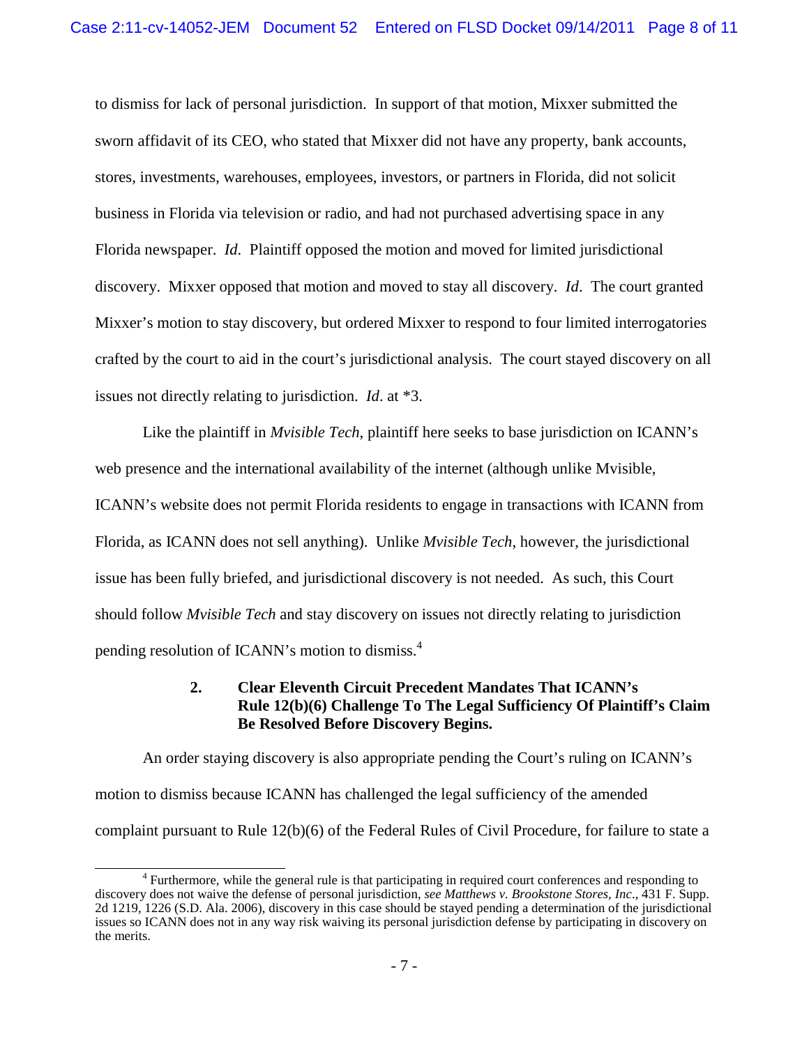to dismiss for lack of personal jurisdiction. In support of that motion, Mixxer submitted the sworn affidavit of its CEO, who stated that Mixxer did not have any property, bank accounts, stores, investments, warehouses, employees, investors, or partners in Florida, did not solicit business in Florida via television or radio, and had not purchased advertising space in any Florida newspaper. *Id*. Plaintiff opposed the motion and moved for limited jurisdictional discovery. Mixxer opposed that motion and moved to stay all discovery. *Id*. The court granted Mixxer's motion to stay discovery, but ordered Mixxer to respond to four limited interrogatories crafted by the court to aid in the court's jurisdictional analysis. The court stayed discovery on all issues not directly relating to jurisdiction. *Id*. at *3.

Like the plaintiff in *Mvisible Tech*, plaintiff here seeks to base jurisdiction on ICANN's web presence and the international availability of the internet (although unlike Mvisible, ICANN's website does not permit Florida residents to engage in transactions with ICANN from Florida, as ICANN does not sell anything). Unlike *Mvisible Tech*, however, the jurisdictional issue has been fully briefed, and jurisdictional discovery is not needed. As such, this Court should follow *Mvisible Tech* and stay discovery on issues not directly relating to jurisdiction pending resolution of ICANN's motion to dismiss.[4]

### 2. Clear Eleventh Circuit Precedent Mandates That ICANN's Rule 12(b)(6) Challenge To The Legal Sufficiency Of Plaintiff's Claim Be Resolved Before Discovery Begins.

An order staying discovery is also appropriate pending the Court's ruling on ICANN's motion to dismiss because ICANN has challenged the legal sufficiency of the amended complaint pursuant to Rule 12(b)(6) of the Federal Rules of Civil Procedure, for failure to state a

[4] Furthermore, while the general rule is that participating in required court conferences and responding to discovery does not waive the defense of personal jurisdiction, *see Matthews v. Brookstone Stores, Inc*., 431 F. Supp. 2d 1219, 1226 (S.D. Ala. 2006), discovery in this case should be stayed pending a determination of the jurisdictional issues so ICANN does not in any way risk waiving its personal jurisdiction defense by participating in discovery on the merits.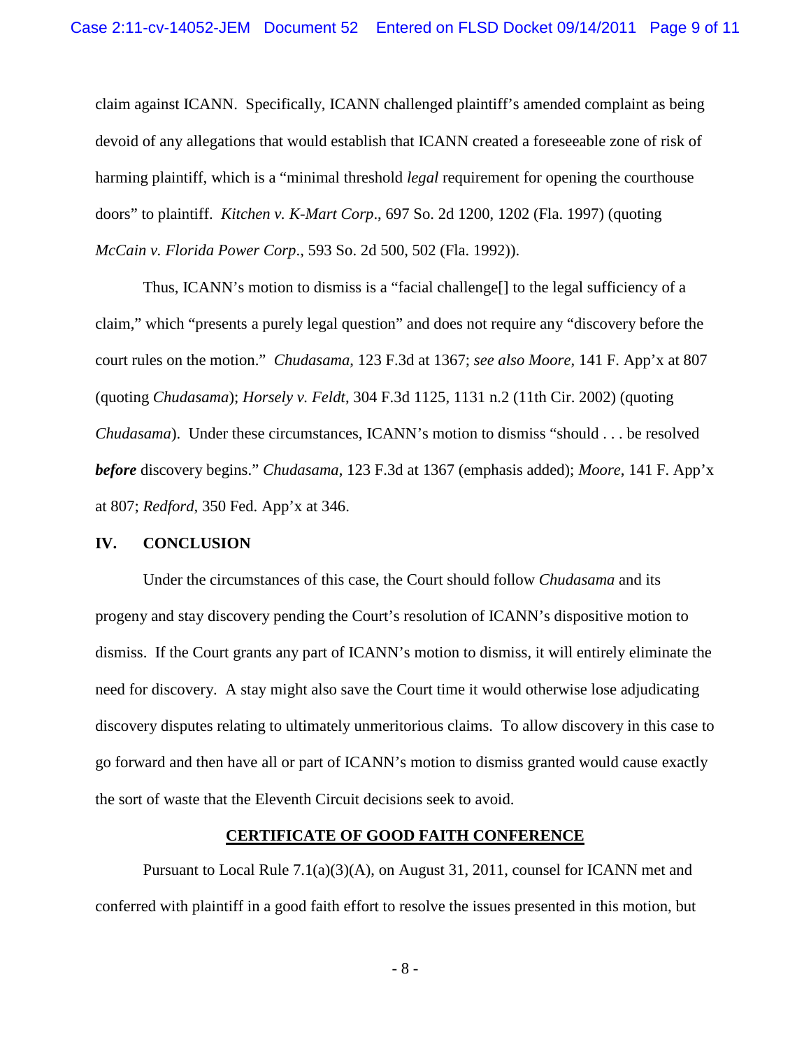claim against ICANN. Specifically, ICANN challenged plaintiff's amended complaint as being devoid of any allegations that would establish that ICANN created a foreseeable zone of risk of harming plaintiff, which is a "minimal threshold *legal* requirement for opening the courthouse doors" to plaintiff. *Kitchen v. K-Mart Corp*., 697 So. 2d 1200, 1202 (Fla. 1997) (quoting *McCain v. Florida Power Corp*., 593 So. 2d 500, 502 (Fla. 1992)).

Thus, ICANN's motion to dismiss is a "facial challenge[] to the legal sufficiency of a claim," which "presents a purely legal question" and does not require any "discovery before the court rules on the motion." *Chudasama*, 123 F.3d at 1367; *see also Moore*, 141 F. App'x at 807 (quoting *Chudasama*); *Horsely v. Feldt*, 304 F.3d 1125, 1131 n.2 (11th Cir. 2002) (quoting *Chudasama*). Under these circumstances, ICANN's motion to dismiss "should . . . be resolved ***before*** discovery begins." *Chudasama*, 123 F.3d at 1367 (emphasis added); *Moore*, 141 F. App'x at 807; *Redford*, 350 Fed. App'x at 346.

## IV. CONCLUSION

Under the circumstances of this case, the Court should follow *Chudasama* and its progeny and stay discovery pending the Court's resolution of ICANN's dispositive motion to dismiss. If the Court grants any part of ICANN's motion to dismiss, it will entirely eliminate the need for discovery. A stay might also save the Court time it would otherwise lose adjudicating discovery disputes relating to ultimately unmeritorious claims. To allow discovery in this case to go forward and then have all or part of ICANN's motion to dismiss granted would cause exactly the sort of waste that the Eleventh Circuit decisions seek to avoid.

## CERTIFICATE OF GOOD FAITH CONFERENCE

Pursuant to Local Rule 7.1(a)(3)(A), on August 31, 2011, counsel for ICANN met and conferred with plaintiff in a good faith effort to resolve the issues presented in this motion, but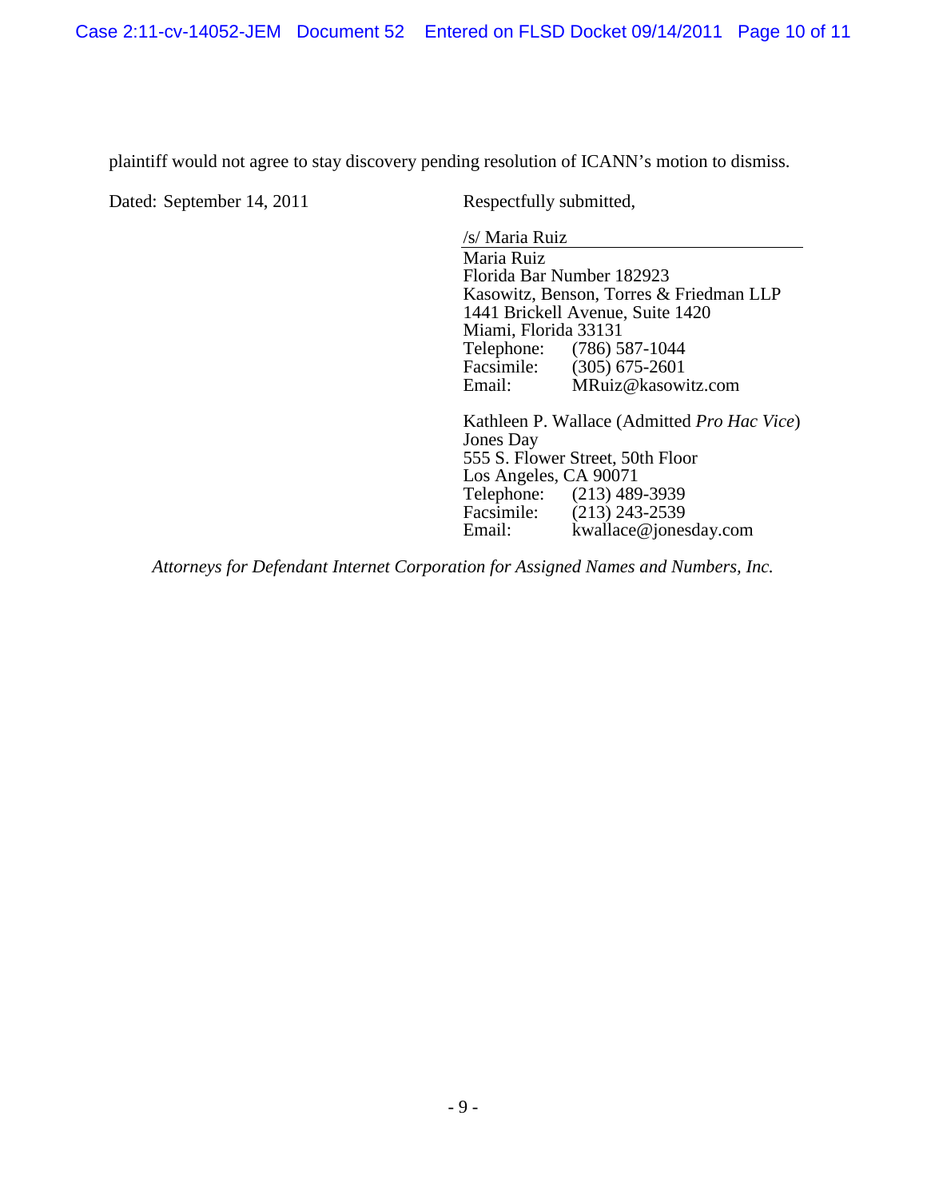plaintiff would not agree to stay discovery pending resolution of ICANN's motion to dismiss.

Dated: September 14, 2011

Respectfully submitted,

/s/ Maria Ruiz

Maria Ruiz
Florida Bar Number 182923
Kasowitz, Benson, Torres & Friedman LLP
1441 Brickell Avenue, Suite 1420
Miami, Florida 33131
Telephone: (786) 587-1044
Facsimile: (305) 675-2601
Email: MRuiz@kasowitz.com

Kathleen P. Wallace (Admitted *Pro Hac Vice*)
Jones Day
555 S. Flower Street, 50th Floor
Los Angeles, CA 90071
Telephone: (213) 489-3939
Facsimile: (213) 243-2539
Email: kwallace@jonesday.com

*Attorneys for Defendant Internet Corporation for Assigned Names and Numbers, Inc.*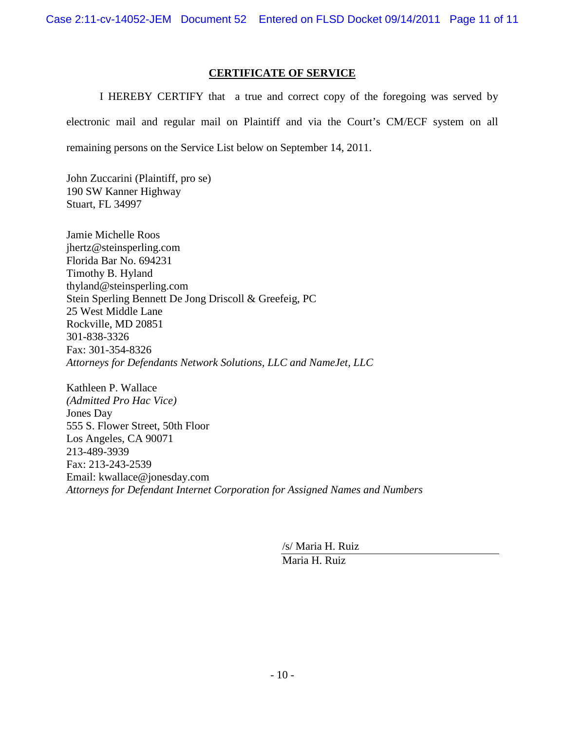## CERTIFICATE OF SERVICE

I HEREBY CERTIFY that a true and correct copy of the foregoing was served by electronic mail and regular mail on Plaintiff and via the Court's CM/ECF system on all remaining persons on the Service List below on September 14, 2011.

John Zuccarini (Plaintiff, pro se)
190 SW Kanner Highway
Stuart, FL 34997

Jamie Michelle Roos
jhertz@steinsperling.com
Florida Bar No. 694231
Timothy B. Hyland
thyland@steinsperling.com
Stein Sperling Bennett De Jong Driscoll & Greefeig, PC
25 West Middle Lane
Rockville, MD 20851
301-838-3326
Fax: 301-354-8326
*Attorneys for Defendants Network Solutions, LLC and NameJet, LLC*

Kathleen P. Wallace
*(Admitted Pro Hac Vice)*
Jones Day
555 S. Flower Street, 50th Floor
Los Angeles, CA 90071
213-489-3939
Fax: 213-243-2539
Email: kwallace@jonesday.com
*Attorneys for Defendant Internet Corporation for Assigned Names and Numbers*

/s/ Maria H. Ruiz
Maria H. Ruiz